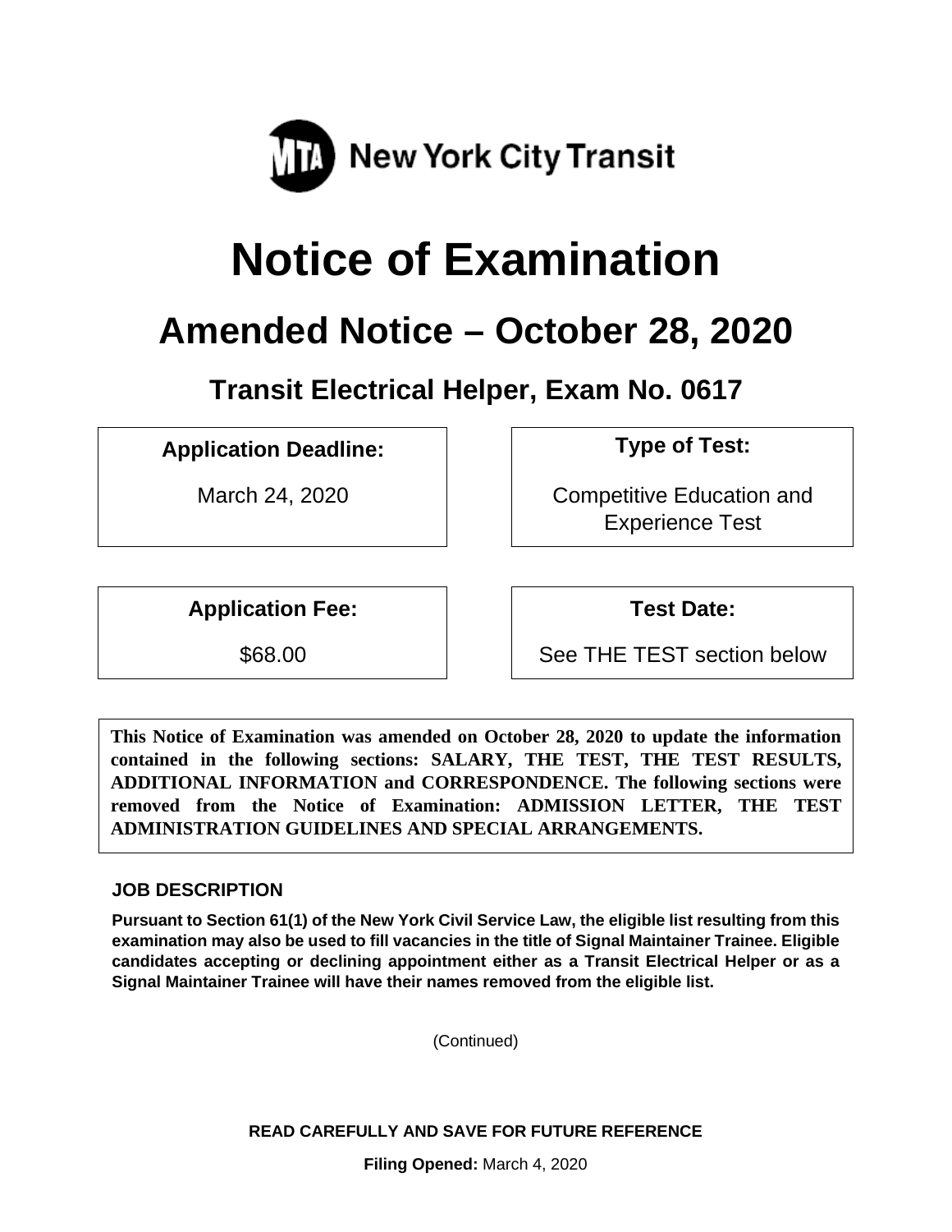MTA New York City Transit

# Notice of Examination

## Amended Notice – October 28, 2020

### Transit Electrical Helper, Exam No. 0617

| Application Deadline: | Type of Test: |
|---|---|
| March 24, 2020 | Competitive Education and Experience Test |

| Application Fee: | Test Date: |
|---|---|
| $68.00 | See THE TEST section below |

**This Notice of Examination was amended on October 28, 2020 to update the information contained in the following sections: SALARY, THE TEST, THE TEST RESULTS, ADDITIONAL INFORMATION and CORRESPONDENCE. The following sections were removed from the Notice of Examination: ADMISSION LETTER, THE TEST ADMINISTRATION GUIDELINES AND SPECIAL ARRANGEMENTS.**

### JOB DESCRIPTION

**Pursuant to Section 61(1) of the New York Civil Service Law, the eligible list resulting from this examination may also be used to fill vacancies in the title of Signal Maintainer Trainee. Eligible candidates accepting or declining appointment either as a Transit Electrical Helper or as a Signal Maintainer Trainee will have their names removed from the eligible list.**

(Continued)

**READ CAREFULLY AND SAVE FOR FUTURE REFERENCE**

**Filing Opened:** March 4, 2020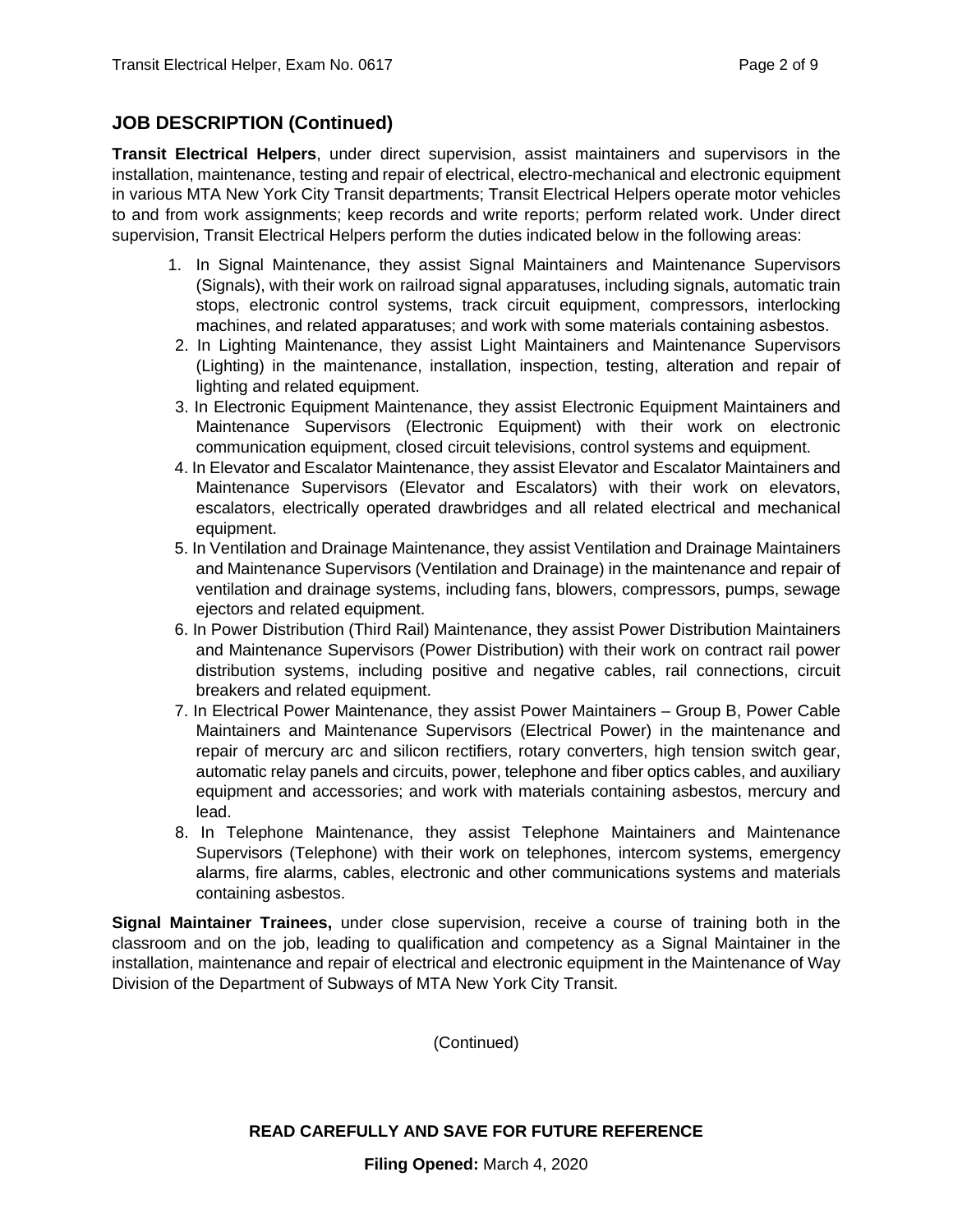## JOB DESCRIPTION (Continued)

**Transit Electrical Helpers**, under direct supervision, assist maintainers and supervisors in the installation, maintenance, testing and repair of electrical, electro-mechanical and electronic equipment in various MTA New York City Transit departments; Transit Electrical Helpers operate motor vehicles to and from work assignments; keep records and write reports; perform related work. Under direct supervision, Transit Electrical Helpers perform the duties indicated below in the following areas:

1. In Signal Maintenance, they assist Signal Maintainers and Maintenance Supervisors (Signals), with their work on railroad signal apparatuses, including signals, automatic train stops, electronic control systems, track circuit equipment, compressors, interlocking machines, and related apparatuses; and work with some materials containing asbestos.
2. In Lighting Maintenance, they assist Light Maintainers and Maintenance Supervisors (Lighting) in the maintenance, installation, inspection, testing, alteration and repair of lighting and related equipment.
3. In Electronic Equipment Maintenance, they assist Electronic Equipment Maintainers and Maintenance Supervisors (Electronic Equipment) with their work on electronic communication equipment, closed circuit televisions, control systems and equipment.
4. In Elevator and Escalator Maintenance, they assist Elevator and Escalator Maintainers and Maintenance Supervisors (Elevator and Escalators) with their work on elevators, escalators, electrically operated drawbridges and all related electrical and mechanical equipment.
5. In Ventilation and Drainage Maintenance, they assist Ventilation and Drainage Maintainers and Maintenance Supervisors (Ventilation and Drainage) in the maintenance and repair of ventilation and drainage systems, including fans, blowers, compressors, pumps, sewage ejectors and related equipment.
6. In Power Distribution (Third Rail) Maintenance, they assist Power Distribution Maintainers and Maintenance Supervisors (Power Distribution) with their work on contract rail power distribution systems, including positive and negative cables, rail connections, circuit breakers and related equipment.
7. In Electrical Power Maintenance, they assist Power Maintainers – Group B, Power Cable Maintainers and Maintenance Supervisors (Electrical Power) in the maintenance and repair of mercury arc and silicon rectifiers, rotary converters, high tension switch gear, automatic relay panels and circuits, power, telephone and fiber optics cables, and auxiliary equipment and accessories; and work with materials containing asbestos, mercury and lead.
8. In Telephone Maintenance, they assist Telephone Maintainers and Maintenance Supervisors (Telephone) with their work on telephones, intercom systems, emergency alarms, fire alarms, cables, electronic and other communications systems and materials containing asbestos.

**Signal Maintainer Trainees,** under close supervision, receive a course of training both in the classroom and on the job, leading to qualification and competency as a Signal Maintainer in the installation, maintenance and repair of electrical and electronic equipment in the Maintenance of Way Division of the Department of Subways of MTA New York City Transit.

(Continued)

**READ CAREFULLY AND SAVE FOR FUTURE REFERENCE**

**Filing Opened:** March 4, 2020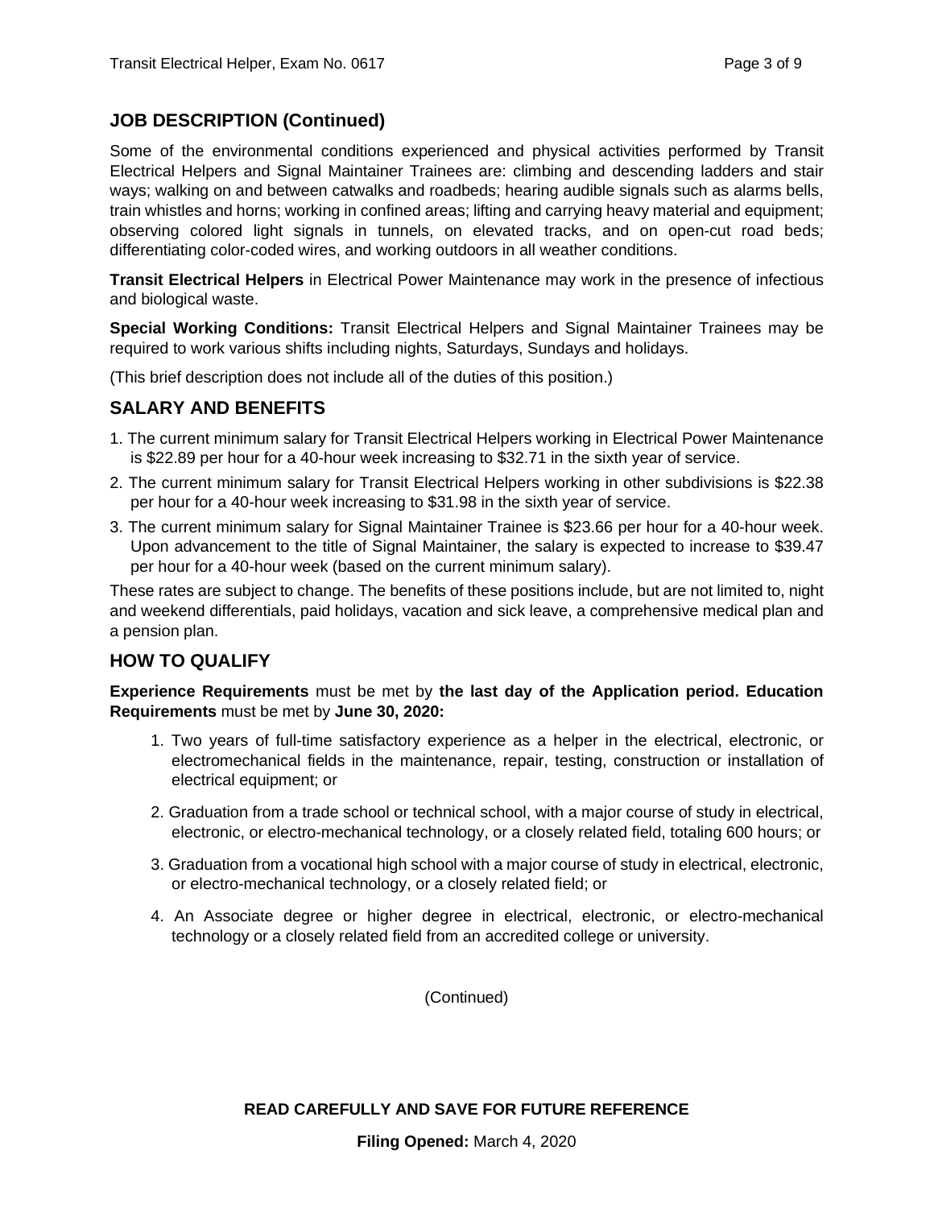## JOB DESCRIPTION (Continued)

Some of the environmental conditions experienced and physical activities performed by Transit Electrical Helpers and Signal Maintainer Trainees are: climbing and descending ladders and stair ways; walking on and between catwalks and roadbeds; hearing audible signals such as alarms bells, train whistles and horns; working in confined areas; lifting and carrying heavy material and equipment; observing colored light signals in tunnels, on elevated tracks, and on open-cut road beds; differentiating color-coded wires, and working outdoors in all weather conditions.

**Transit Electrical Helpers** in Electrical Power Maintenance may work in the presence of infectious and biological waste.

**Special Working Conditions:** Transit Electrical Helpers and Signal Maintainer Trainees may be required to work various shifts including nights, Saturdays, Sundays and holidays.

(This brief description does not include all of the duties of this position.)

## SALARY AND BENEFITS

1. The current minimum salary for Transit Electrical Helpers working in Electrical Power Maintenance is $22.89 per hour for a 40-hour week increasing to $32.71 in the sixth year of service.
2. The current minimum salary for Transit Electrical Helpers working in other subdivisions is $22.38 per hour for a 40-hour week increasing to $31.98 in the sixth year of service.
3. The current minimum salary for Signal Maintainer Trainee is $23.66 per hour for a 40-hour week. Upon advancement to the title of Signal Maintainer, the salary is expected to increase to $39.47 per hour for a 40-hour week (based on the current minimum salary).

These rates are subject to change. The benefits of these positions include, but are not limited to, night and weekend differentials, paid holidays, vacation and sick leave, a comprehensive medical plan and a pension plan.

## HOW TO QUALIFY

**Experience Requirements** must be met by **the last day of the Application period. Education Requirements** must be met by **June 30, 2020:**

1. Two years of full-time satisfactory experience as a helper in the electrical, electronic, or electromechanical fields in the maintenance, repair, testing, construction or installation of electrical equipment; or
2. Graduation from a trade school or technical school, with a major course of study in electrical, electronic, or electro-mechanical technology, or a closely related field, totaling 600 hours; or
3. Graduation from a vocational high school with a major course of study in electrical, electronic, or electro-mechanical technology, or a closely related field; or
4. An Associate degree or higher degree in electrical, electronic, or electro-mechanical technology or a closely related field from an accredited college or university.

(Continued)

**READ CAREFULLY AND SAVE FOR FUTURE REFERENCE**

**Filing Opened:** March 4, 2020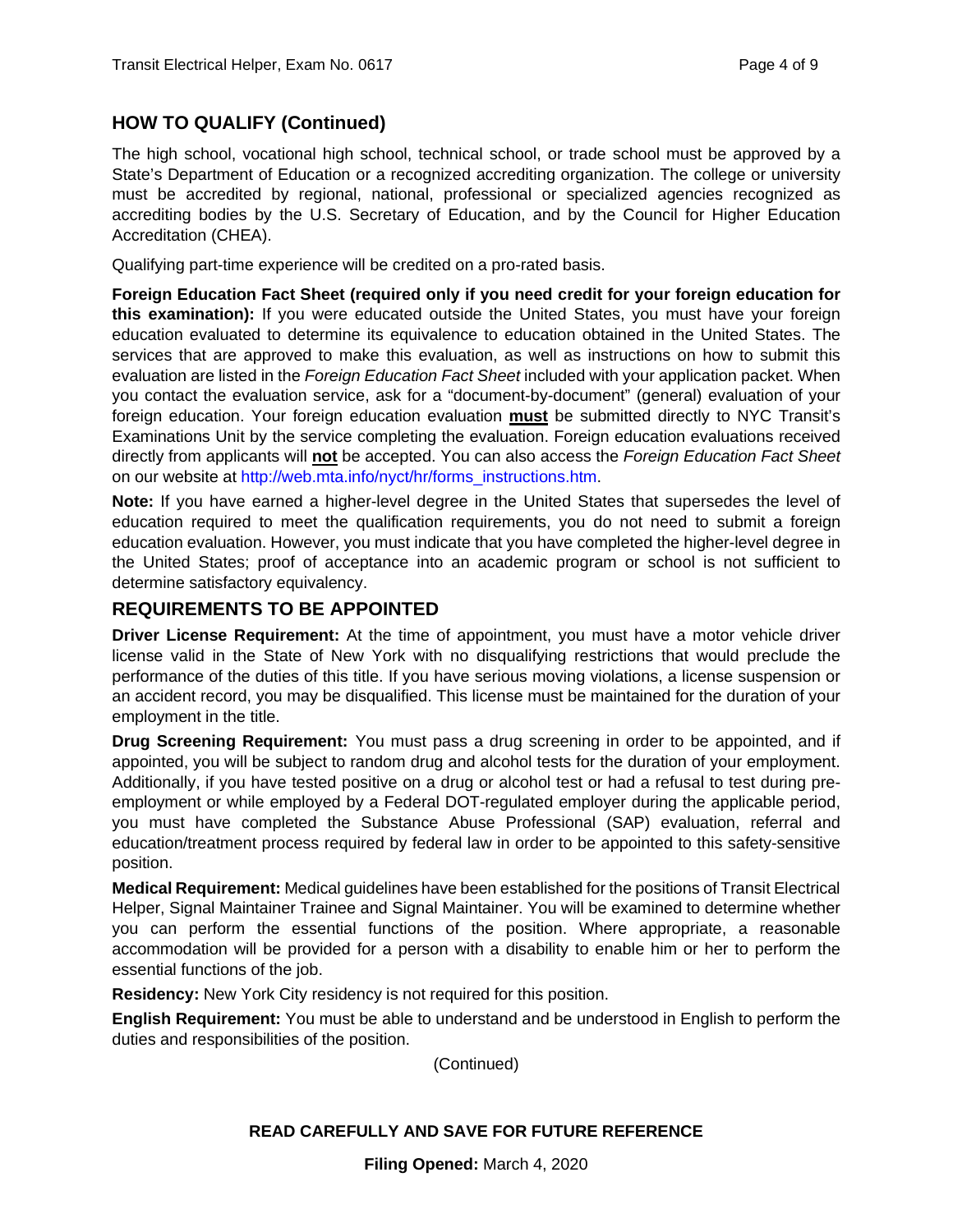## HOW TO QUALIFY (Continued)

The high school, vocational high school, technical school, or trade school must be approved by a State's Department of Education or a recognized accrediting organization. The college or university must be accredited by regional, national, professional or specialized agencies recognized as accrediting bodies by the U.S. Secretary of Education, and by the Council for Higher Education Accreditation (CHEA).

Qualifying part-time experience will be credited on a pro-rated basis.

**Foreign Education Fact Sheet (required only if you need credit for your foreign education for this examination):** If you were educated outside the United States, you must have your foreign education evaluated to determine its equivalence to education obtained in the United States. The services that are approved to make this evaluation, as well as instructions on how to submit this evaluation are listed in the *Foreign Education Fact Sheet* included with your application packet. When you contact the evaluation service, ask for a "document-by-document" (general) evaluation of your foreign education. Your foreign education evaluation **must** be submitted directly to NYC Transit's Examinations Unit by the service completing the evaluation. Foreign education evaluations received directly from applicants will **not** be accepted. You can also access the *Foreign Education Fact Sheet* on our website at http://web.mta.info/nyct/hr/forms_instructions.htm.

**Note:** If you have earned a higher-level degree in the United States that supersedes the level of education required to meet the qualification requirements, you do not need to submit a foreign education evaluation. However, you must indicate that you have completed the higher-level degree in the United States; proof of acceptance into an academic program or school is not sufficient to determine satisfactory equivalency.

## REQUIREMENTS TO BE APPOINTED

**Driver License Requirement:** At the time of appointment, you must have a motor vehicle driver license valid in the State of New York with no disqualifying restrictions that would preclude the performance of the duties of this title. If you have serious moving violations, a license suspension or an accident record, you may be disqualified. This license must be maintained for the duration of your employment in the title.

**Drug Screening Requirement:** You must pass a drug screening in order to be appointed, and if appointed, you will be subject to random drug and alcohol tests for the duration of your employment. Additionally, if you have tested positive on a drug or alcohol test or had a refusal to test during pre-employment or while employed by a Federal DOT-regulated employer during the applicable period, you must have completed the Substance Abuse Professional (SAP) evaluation, referral and education/treatment process required by federal law in order to be appointed to this safety-sensitive position.

**Medical Requirement:** Medical guidelines have been established for the positions of Transit Electrical Helper, Signal Maintainer Trainee and Signal Maintainer. You will be examined to determine whether you can perform the essential functions of the position. Where appropriate, a reasonable accommodation will be provided for a person with a disability to enable him or her to perform the essential functions of the job.

**Residency:** New York City residency is not required for this position.

**English Requirement:** You must be able to understand and be understood in English to perform the duties and responsibilities of the position.

(Continued)

**READ CAREFULLY AND SAVE FOR FUTURE REFERENCE**

**Filing Opened:** March 4, 2020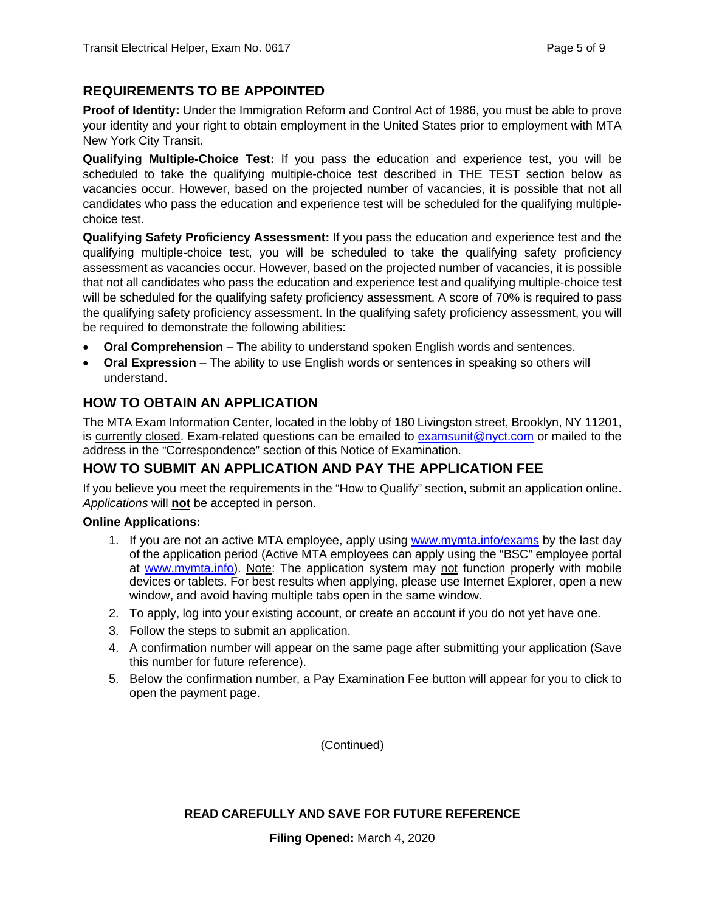## REQUIREMENTS TO BE APPOINTED

**Proof of Identity:** Under the Immigration Reform and Control Act of 1986, you must be able to prove your identity and your right to obtain employment in the United States prior to employment with MTA New York City Transit.

**Qualifying Multiple-Choice Test:** If you pass the education and experience test, you will be scheduled to take the qualifying multiple-choice test described in THE TEST section below as vacancies occur. However, based on the projected number of vacancies, it is possible that not all candidates who pass the education and experience test will be scheduled for the qualifying multiple-choice test.

**Qualifying Safety Proficiency Assessment:** If you pass the education and experience test and the qualifying multiple-choice test, you will be scheduled to take the qualifying safety proficiency assessment as vacancies occur. However, based on the projected number of vacancies, it is possible that not all candidates who pass the education and experience test and qualifying multiple-choice test will be scheduled for the qualifying safety proficiency assessment. A score of 70% is required to pass the qualifying safety proficiency assessment. In the qualifying safety proficiency assessment, you will be required to demonstrate the following abilities:

- **Oral Comprehension** – The ability to understand spoken English words and sentences.
- **Oral Expression** – The ability to use English words or sentences in speaking so others will understand.

## HOW TO OBTAIN AN APPLICATION

The MTA Exam Information Center, located in the lobby of 180 Livingston street, Brooklyn, NY 11201, is currently closed. Exam-related questions can be emailed to examsunit@nyct.com or mailed to the address in the "Correspondence" section of this Notice of Examination.

## HOW TO SUBMIT AN APPLICATION AND PAY THE APPLICATION FEE

If you believe you meet the requirements in the "How to Qualify" section, submit an application online. *Applications* will **not** be accepted in person.

**Online Applications:**

1. If you are not an active MTA employee, apply using www.mymta.info/exams by the last day of the application period (Active MTA employees can apply using the "BSC" employee portal at www.mymta.info). Note: The application system may not function properly with mobile devices or tablets. For best results when applying, please use Internet Explorer, open a new window, and avoid having multiple tabs open in the same window.
2. To apply, log into your existing account, or create an account if you do not yet have one.
3. Follow the steps to submit an application.
4. A confirmation number will appear on the same page after submitting your application (Save this number for future reference).
5. Below the confirmation number, a Pay Examination Fee button will appear for you to click to open the payment page.

(Continued)

**READ CAREFULLY AND SAVE FOR FUTURE REFERENCE**

**Filing Opened:** March 4, 2020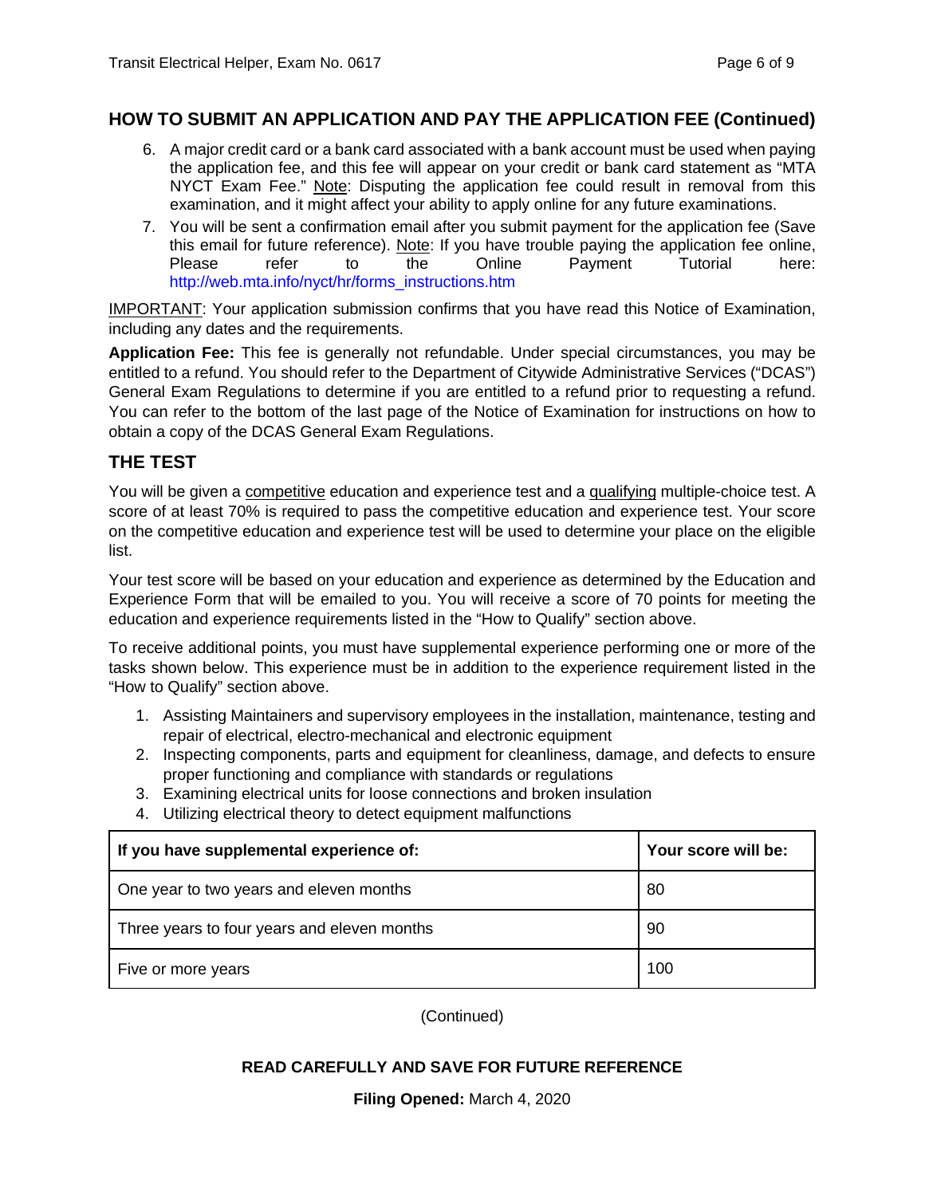## HOW TO SUBMIT AN APPLICATION AND PAY THE APPLICATION FEE (Continued)

6. A major credit card or a bank card associated with a bank account must be used when paying the application fee, and this fee will appear on your credit or bank card statement as "MTA NYCT Exam Fee." Note: Disputing the application fee could result in removal from this examination, and it might affect your ability to apply online for any future examinations.
7. You will be sent a confirmation email after you submit payment for the application fee (Save this email for future reference). Note: If you have trouble paying the application fee online, Please refer to the Online Payment Tutorial here: http://web.mta.info/nyct/hr/forms_instructions.htm

IMPORTANT: Your application submission confirms that you have read this Notice of Examination, including any dates and the requirements.

**Application Fee:** This fee is generally not refundable. Under special circumstances, you may be entitled to a refund. You should refer to the Department of Citywide Administrative Services ("DCAS") General Exam Regulations to determine if you are entitled to a refund prior to requesting a refund. You can refer to the bottom of the last page of the Notice of Examination for instructions on how to obtain a copy of the DCAS General Exam Regulations.

## THE TEST

You will be given a competitive education and experience test and a qualifying multiple-choice test. A score of at least 70% is required to pass the competitive education and experience test. Your score on the competitive education and experience test will be used to determine your place on the eligible list.

Your test score will be based on your education and experience as determined by the Education and Experience Form that will be emailed to you. You will receive a score of 70 points for meeting the education and experience requirements listed in the "How to Qualify" section above.

To receive additional points, you must have supplemental experience performing one or more of the tasks shown below. This experience must be in addition to the experience requirement listed in the "How to Qualify" section above.

1. Assisting Maintainers and supervisory employees in the installation, maintenance, testing and repair of electrical, electro-mechanical and electronic equipment
2. Inspecting components, parts and equipment for cleanliness, damage, and defects to ensure proper functioning and compliance with standards or regulations
3. Examining electrical units for loose connections and broken insulation
4. Utilizing electrical theory to detect equipment malfunctions

| If you have supplemental experience of: | Your score will be: |
|---|---|
| One year to two years and eleven months | 80 |
| Three years to four years and eleven months | 90 |
| Five or more years | 100 |

(Continued)

**READ CAREFULLY AND SAVE FOR FUTURE REFERENCE**

**Filing Opened:** March 4, 2020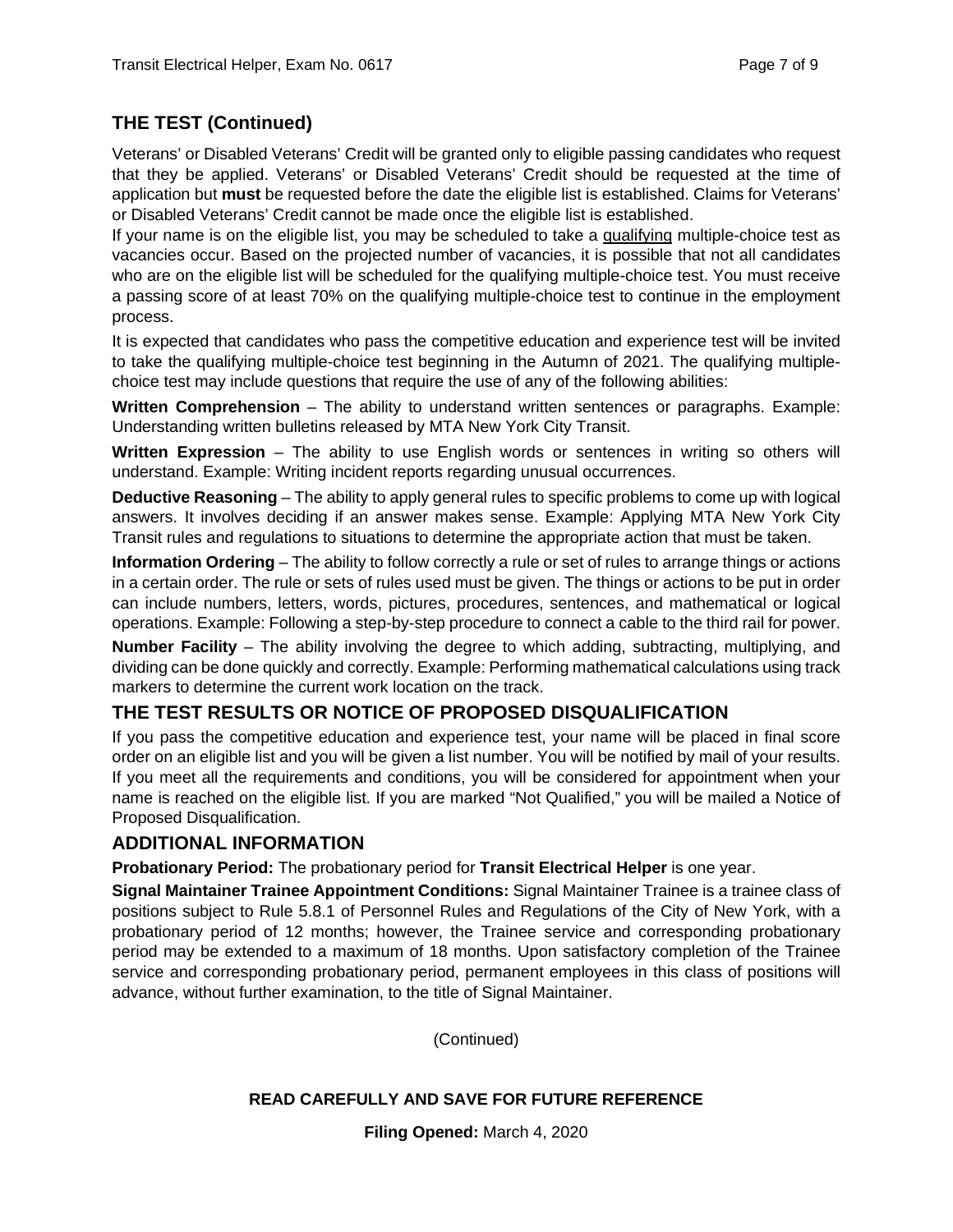## THE TEST (Continued)

Veterans' or Disabled Veterans' Credit will be granted only to eligible passing candidates who request that they be applied. Veterans' or Disabled Veterans' Credit should be requested at the time of application but **must** be requested before the date the eligible list is established. Claims for Veterans' or Disabled Veterans' Credit cannot be made once the eligible list is established.

If your name is on the eligible list, you may be scheduled to take a qualifying multiple-choice test as vacancies occur. Based on the projected number of vacancies, it is possible that not all candidates who are on the eligible list will be scheduled for the qualifying multiple-choice test. You must receive a passing score of at least 70% on the qualifying multiple-choice test to continue in the employment process.

It is expected that candidates who pass the competitive education and experience test will be invited to take the qualifying multiple-choice test beginning in the Autumn of 2021. The qualifying multiple-choice test may include questions that require the use of any of the following abilities:

**Written Comprehension** – The ability to understand written sentences or paragraphs. Example: Understanding written bulletins released by MTA New York City Transit.

**Written Expression** – The ability to use English words or sentences in writing so others will understand. Example: Writing incident reports regarding unusual occurrences.

**Deductive Reasoning** – The ability to apply general rules to specific problems to come up with logical answers. It involves deciding if an answer makes sense. Example: Applying MTA New York City Transit rules and regulations to situations to determine the appropriate action that must be taken.

**Information Ordering** – The ability to follow correctly a rule or set of rules to arrange things or actions in a certain order. The rule or sets of rules used must be given. The things or actions to be put in order can include numbers, letters, words, pictures, procedures, sentences, and mathematical or logical operations. Example: Following a step-by-step procedure to connect a cable to the third rail for power.

**Number Facility** – The ability involving the degree to which adding, subtracting, multiplying, and dividing can be done quickly and correctly. Example: Performing mathematical calculations using track markers to determine the current work location on the track.

## THE TEST RESULTS OR NOTICE OF PROPOSED DISQUALIFICATION

If you pass the competitive education and experience test, your name will be placed in final score order on an eligible list and you will be given a list number. You will be notified by mail of your results. If you meet all the requirements and conditions, you will be considered for appointment when your name is reached on the eligible list. If you are marked "Not Qualified," you will be mailed a Notice of Proposed Disqualification.

## ADDITIONAL INFORMATION

**Probationary Period:** The probationary period for **Transit Electrical Helper** is one year.

**Signal Maintainer Trainee Appointment Conditions:** Signal Maintainer Trainee is a trainee class of positions subject to Rule 5.8.1 of Personnel Rules and Regulations of the City of New York, with a probationary period of 12 months; however, the Trainee service and corresponding probationary period may be extended to a maximum of 18 months. Upon satisfactory completion of the Trainee service and corresponding probationary period, permanent employees in this class of positions will advance, without further examination, to the title of Signal Maintainer.

(Continued)

**READ CAREFULLY AND SAVE FOR FUTURE REFERENCE**

**Filing Opened:** March 4, 2020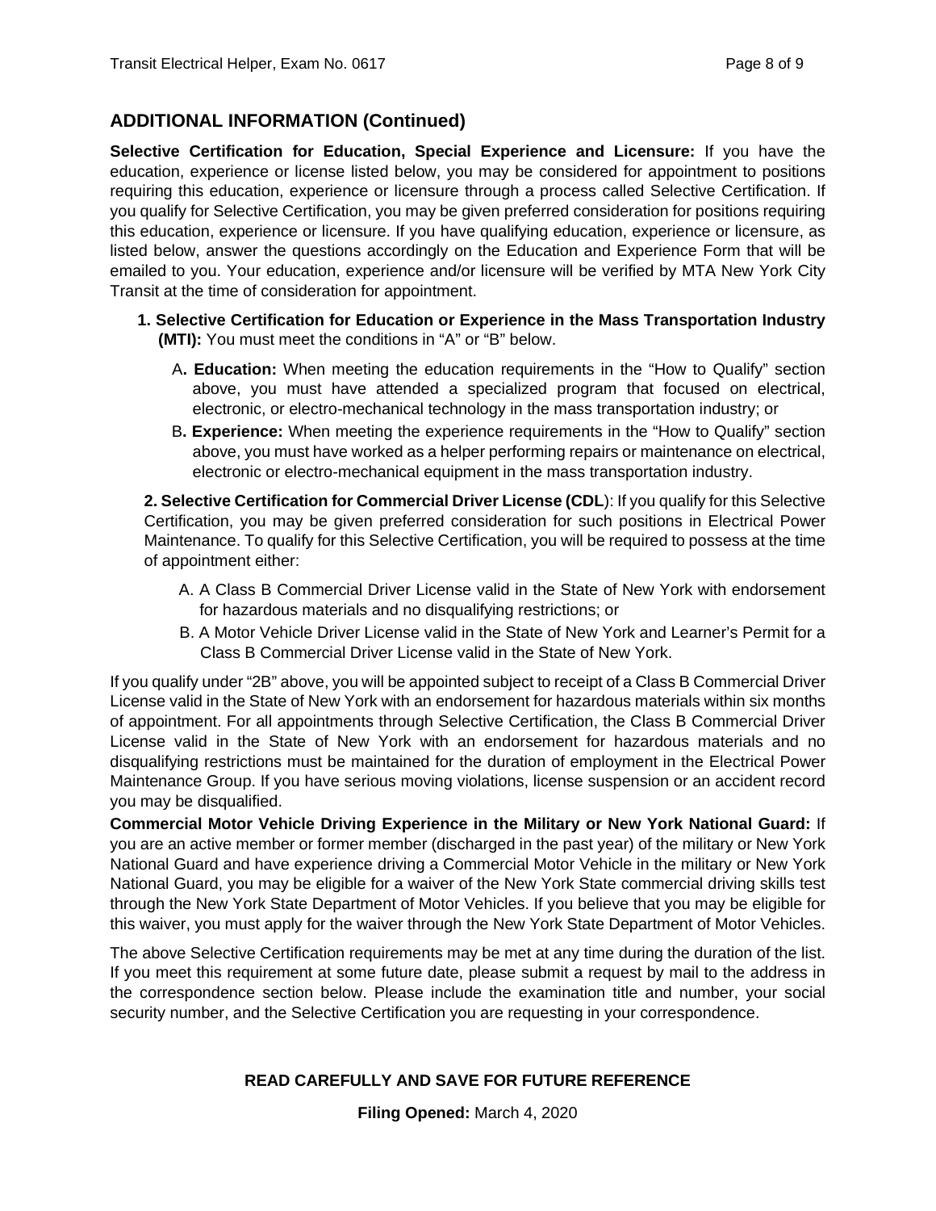## ADDITIONAL INFORMATION (Continued)

**Selective Certification for Education, Special Experience and Licensure:** If you have the education, experience or license listed below, you may be considered for appointment to positions requiring this education, experience or licensure through a process called Selective Certification. If you qualify for Selective Certification, you may be given preferred consideration for positions requiring this education, experience or licensure. If you have qualifying education, experience or licensure, as listed below, answer the questions accordingly on the Education and Experience Form that will be emailed to you. Your education, experience and/or licensure will be verified by MTA New York City Transit at the time of consideration for appointment.

1. **Selective Certification for Education or Experience in the Mass Transportation Industry (MTI):** You must meet the conditions in "A" or "B" below.

   A**. Education:** When meeting the education requirements in the "How to Qualify" section above, you must have attended a specialized program that focused on electrical, electronic, or electro-mechanical technology in the mass transportation industry; or

   B**. Experience:** When meeting the experience requirements in the "How to Qualify" section above, you must have worked as a helper performing repairs or maintenance on electrical, electronic or electro-mechanical equipment in the mass transportation industry.

2. **Selective Certification for Commercial Driver License (CDL**): If you qualify for this Selective Certification, you may be given preferred consideration for such positions in Electrical Power Maintenance. To qualify for this Selective Certification, you will be required to possess at the time of appointment either:

   A. A Class B Commercial Driver License valid in the State of New York with endorsement for hazardous materials and no disqualifying restrictions; or

   B. A Motor Vehicle Driver License valid in the State of New York and Learner's Permit for a Class B Commercial Driver License valid in the State of New York.

If you qualify under "2B" above, you will be appointed subject to receipt of a Class B Commercial Driver License valid in the State of New York with an endorsement for hazardous materials within six months of appointment. For all appointments through Selective Certification, the Class B Commercial Driver License valid in the State of New York with an endorsement for hazardous materials and no disqualifying restrictions must be maintained for the duration of employment in the Electrical Power Maintenance Group. If you have serious moving violations, license suspension or an accident record you may be disqualified.

**Commercial Motor Vehicle Driving Experience in the Military or New York National Guard:** If you are an active member or former member (discharged in the past year) of the military or New York National Guard and have experience driving a Commercial Motor Vehicle in the military or New York National Guard, you may be eligible for a waiver of the New York State commercial driving skills test through the New York State Department of Motor Vehicles. If you believe that you may be eligible for this waiver, you must apply for the waiver through the New York State Department of Motor Vehicles.

The above Selective Certification requirements may be met at any time during the duration of the list. If you meet this requirement at some future date, please submit a request by mail to the address in the correspondence section below. Please include the examination title and number, your social security number, and the Selective Certification you are requesting in your correspondence.

**READ CAREFULLY AND SAVE FOR FUTURE REFERENCE**

**Filing Opened:** March 4, 2020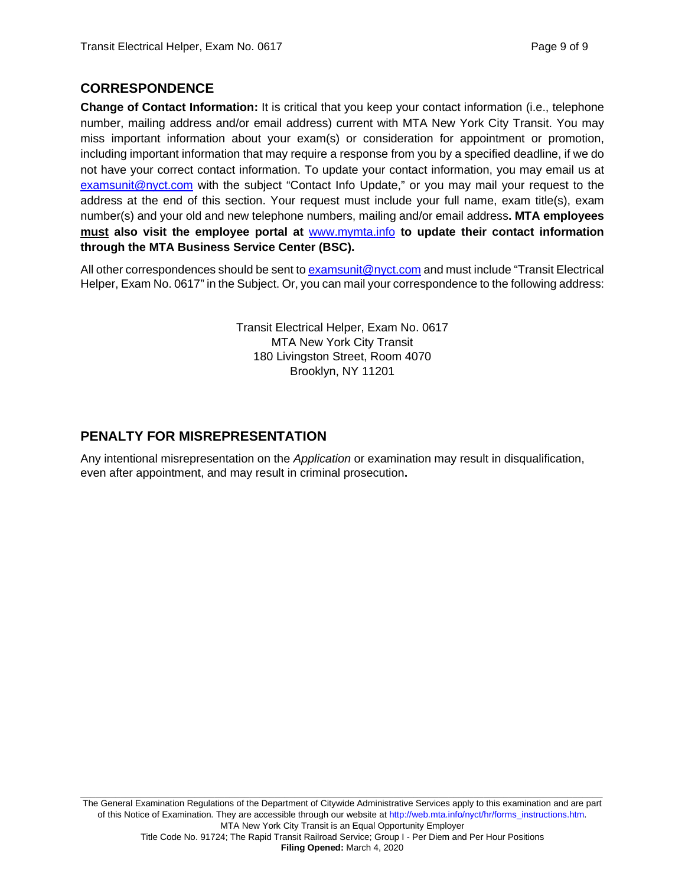## CORRESPONDENCE

**Change of Contact Information:** It is critical that you keep your contact information (i.e., telephone number, mailing address and/or email address) current with MTA New York City Transit. You may miss important information about your exam(s) or consideration for appointment or promotion, including important information that may require a response from you by a specified deadline, if we do not have your correct contact information. To update your contact information, you may email us at examsunit@nyct.com with the subject "Contact Info Update," or you may mail your request to the address at the end of this section. Your request must include your full name, exam title(s), exam number(s) and your old and new telephone numbers, mailing and/or email address**. MTA employees must also visit the employee portal at www.mymta.info to update their contact information through the MTA Business Service Center (BSC).**

All other correspondences should be sent to examsunit@nyct.com and must include "Transit Electrical Helper, Exam No. 0617" in the Subject. Or, you can mail your correspondence to the following address:

Transit Electrical Helper, Exam No. 0617
MTA New York City Transit
180 Livingston Street, Room 4070
Brooklyn, NY 11201

## PENALTY FOR MISREPRESENTATION

Any intentional misrepresentation on the *Application* or examination may result in disqualification, even after appointment, and may result in criminal prosecution**.**

The General Examination Regulations of the Department of Citywide Administrative Services apply to this examination and are part of this Notice of Examination. They are accessible through our website at http://web.mta.info/nyct/hr/forms_instructions.htm.
MTA New York City Transit is an Equal Opportunity Employer
Title Code No. 91724; The Rapid Transit Railroad Service; Group I - Per Diem and Per Hour Positions
**Filing Opened:** March 4, 2020